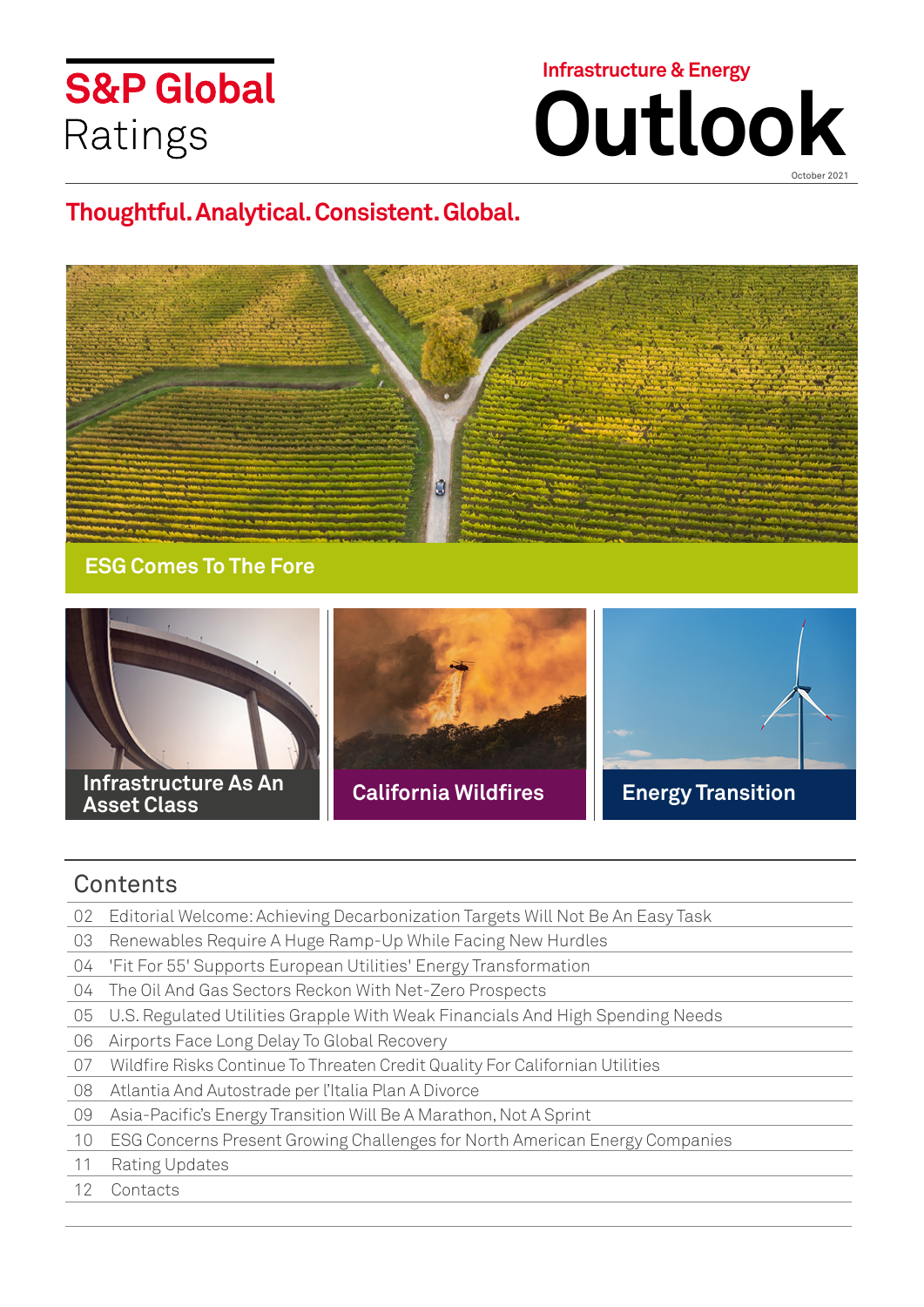S&P Global Ratings

Infrastructure & Energy

# Outlook

October 2021

**Thoughtful. Analytical. Consistent. Global.**

## ESG Comes To The Fore

**Infrastructure As An Asset Class**

**California Wildfires**

**Energy Transition**

## Contents

| | |
|---|---|
| 02 | Editorial Welcome: Achieving Decarbonization Targets Will Not Be An Easy Task |
| 03 | Renewables Require A Huge Ramp-Up While Facing New Hurdles |
| 04 | 'Fit For 55' Supports European Utilities' Energy Transformation |
| 04 | The Oil And Gas Sectors Reckon With Net-Zero Prospects |
| 05 | U.S. Regulated Utilities Grapple With Weak Financials And High Spending Needs |
| 06 | Airports Face Long Delay To Global Recovery |
| 07 | Wildfire Risks Continue To Threaten Credit Quality For Californian Utilities |
| 08 | Atlantia And Autostrade per l'Italia Plan A Divorce |
| 09 | Asia-Pacific's Energy Transition Will Be A Marathon, Not A Sprint |
| 10 | ESG Concerns Present Growing Challenges for North American Energy Companies |
| 11 | Rating Updates |
| 12 | Contacts |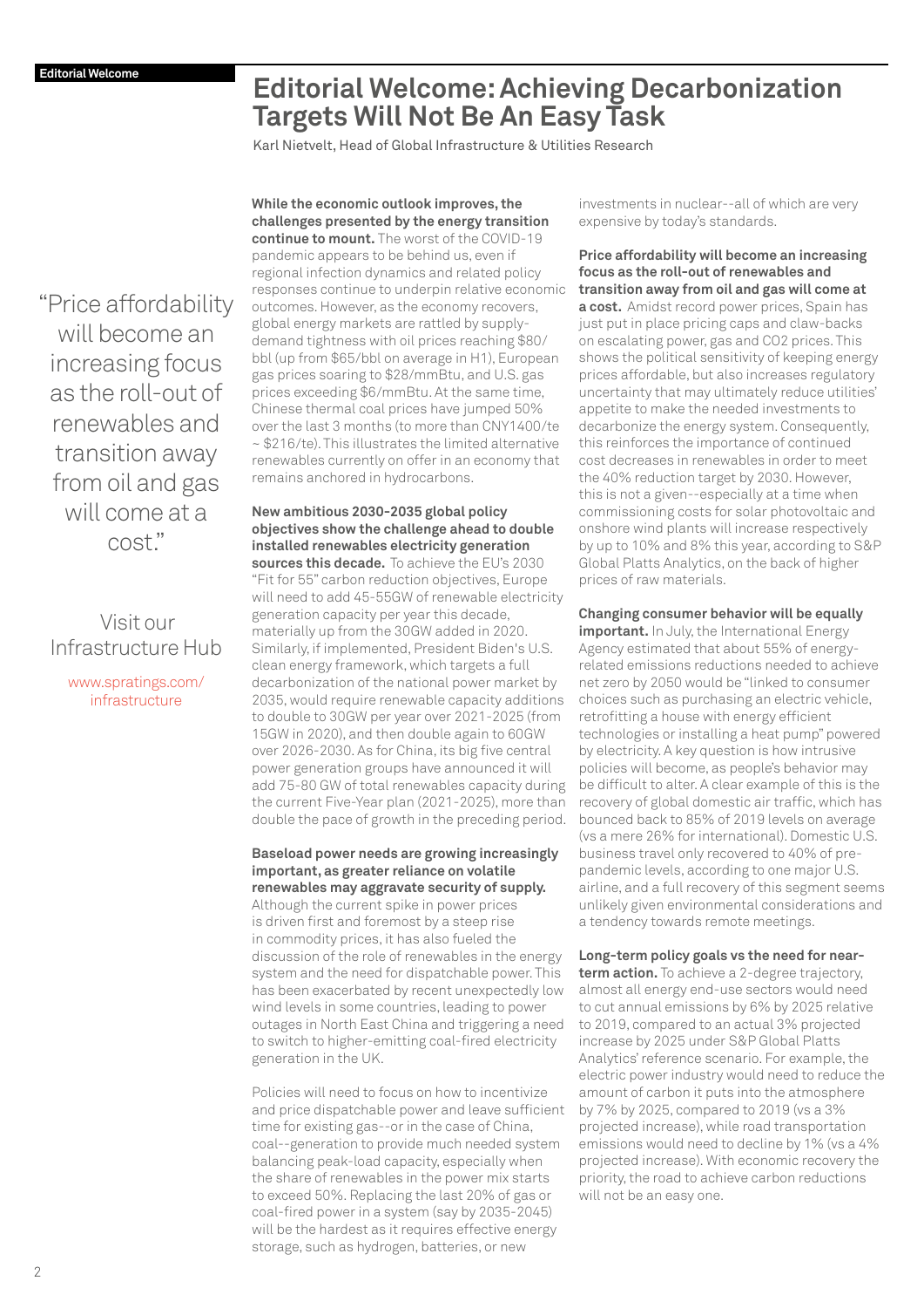Editorial Welcome

# Editorial Welcome: Achieving Decarbonization Targets Will Not Be An Easy Task

Karl Nietvelt, Head of Global Infrastructure & Utilities Research

> "Price affordability will become an increasing focus as the roll-out of renewables and transition away from oil and gas will come at a cost."

Visit our Infrastructure Hub

www.spratings.com/infrastructure

**While the economic outlook improves, the challenges presented by the energy transition continue to mount.** The worst of the COVID-19 pandemic appears to be behind us, even if regional infection dynamics and related policy responses continue to underpin relative economic outcomes. However, as the economy recovers, global energy markets are rattled by supply-demand tightness with oil prices reaching $80/bbl (up from $65/bbl on average in H1), European gas prices soaring to $28/mmBtu, and U.S. gas prices exceeding $6/mmBtu. At the same time, Chinese thermal coal prices have jumped 50% over the last 3 months (to more than CNY1400/te ~ $216/te). This illustrates the limited alternative renewables currently on offer in an economy that remains anchored in hydrocarbons.

**New ambitious 2030-2035 global policy objectives show the challenge ahead to double installed renewables electricity generation sources this decade.** To achieve the EU's 2030 "Fit for 55" carbon reduction objectives, Europe will need to add 45-55GW of renewable electricity generation capacity per year this decade, materially up from the 30GW added in 2020. Similarly, if implemented, President Biden's U.S. clean energy framework, which targets a full decarbonization of the national power market by 2035, would require renewable capacity additions to double to 30GW per year over 2021-2025 (from 15GW in 2020), and then double again to 60GW over 2026-2030. As for China, its big five central power generation groups have announced it will add 75-80 GW of total renewables capacity during the current Five-Year plan (2021-2025), more than double the pace of growth in the preceding period.

**Baseload power needs are growing increasingly important, as greater reliance on volatile renewables may aggravate security of supply.** Although the current spike in power prices is driven first and foremost by a steep rise in commodity prices, it has also fueled the discussion of the role of renewables in the energy system and the need for dispatchable power. This has been exacerbated by recent unexpectedly low wind levels in some countries, leading to power outages in North East China and triggering a need to switch to higher-emitting coal-fired electricity generation in the UK.

Policies will need to focus on how to incentivize and price dispatchable power and leave sufficient time for existing gas--or in the case of China, coal--generation to provide much needed system balancing peak-load capacity, especially when the share of renewables in the power mix starts to exceed 50%. Replacing the last 20% of gas or coal-fired power in a system (say by 2035-2045) will be the hardest as it requires effective energy storage, such as hydrogen, batteries, or new investments in nuclear--all of which are very expensive by today's standards.

**Price affordability will become an increasing focus as the roll-out of renewables and transition away from oil and gas will come at a cost.** Amidst record power prices, Spain has just put in place pricing caps and claw-backs on escalating power, gas and CO2 prices. This shows the political sensitivity of keeping energy prices affordable, but also increases regulatory uncertainty that may ultimately reduce utilities' appetite to make the needed investments to decarbonize the energy system. Consequently, this reinforces the importance of continued cost decreases in renewables in order to meet the 40% reduction target by 2030. However, this is not a given--especially at a time when commissioning costs for solar photovoltaic and onshore wind plants will increase respectively by up to 10% and 8% this year, according to S&P Global Platts Analytics, on the back of higher prices of raw materials.

**Changing consumer behavior will be equally important.** In July, the International Energy Agency estimated that about 55% of energy-related emissions reductions needed to achieve net zero by 2050 would be "linked to consumer choices such as purchasing an electric vehicle, retrofitting a house with energy efficient technologies or installing a heat pump" powered by electricity. A key question is how intrusive policies will become, as people's behavior may be difficult to alter. A clear example of this is the recovery of global domestic air traffic, which has bounced back to 85% of 2019 levels on average (vs a mere 26% for international). Domestic U.S. business travel only recovered to 40% of pre-pandemic levels, according to one major U.S. airline, and a full recovery of this segment seems unlikely given environmental considerations and a tendency towards remote meetings.

**Long-term policy goals vs the need for near-term action.** To achieve a 2-degree trajectory, almost all energy end-use sectors would need to cut annual emissions by 6% by 2025 relative to 2019, compared to an actual 3% projected increase by 2025 under S&P Global Platts Analytics' reference scenario. For example, the electric power industry would need to reduce the amount of carbon it puts into the atmosphere by 7% by 2025, compared to 2019 (vs a 3% projected increase), while road transportation emissions would need to decline by 1% (vs a 4% projected increase). With economic recovery the priority, the road to achieve carbon reductions will not be an easy one.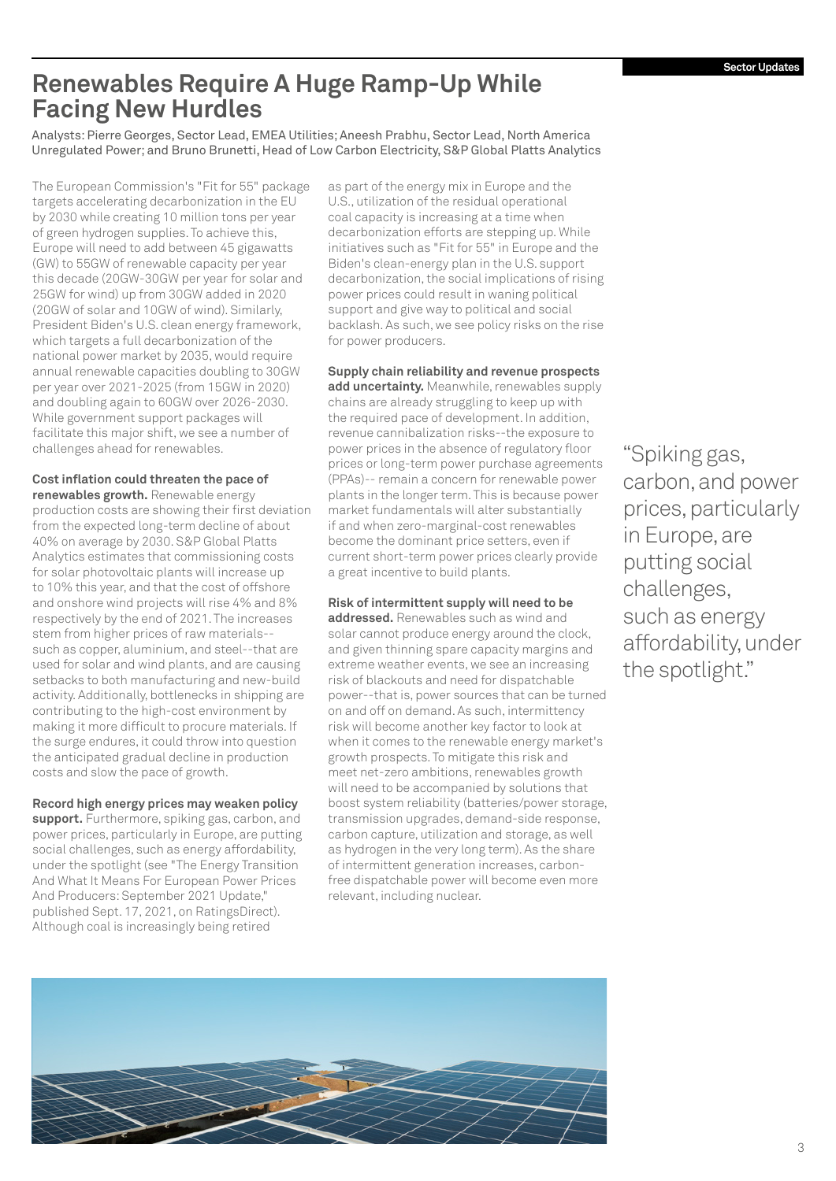# Renewables Require A Huge Ramp-Up While Facing New Hurdles

Analysts: Pierre Georges, Sector Lead, EMEA Utilities; Aneesh Prabhu, Sector Lead, North America Unregulated Power; and Bruno Brunetti, Head of Low Carbon Electricity, S&P Global Platts Analytics

The European Commission's "Fit for 55" package targets accelerating decarbonization in the EU by 2030 while creating 10 million tons per year of green hydrogen supplies. To achieve this, Europe will need to add between 45 gigawatts (GW) to 55GW of renewable capacity per year this decade (20GW-30GW per year for solar and 25GW for wind) up from 30GW added in 2020 (20GW of solar and 10GW of wind). Similarly, President Biden's U.S. clean energy framework, which targets a full decarbonization of the national power market by 2035, would require annual renewable capacities doubling to 30GW per year over 2021-2025 (from 15GW in 2020) and doubling again to 60GW over 2026-2030. While government support packages will facilitate this major shift, we see a number of challenges ahead for renewables.

**Cost inflation could threaten the pace of renewables growth.** Renewable energy production costs are showing their first deviation from the expected long-term decline of about 40% on average by 2030. S&P Global Platts Analytics estimates that commissioning costs for solar photovoltaic plants will increase up to 10% this year, and that the cost of offshore and onshore wind projects will rise 4% and 8% respectively by the end of 2021. The increases stem from higher prices of raw materials--such as copper, aluminium, and steel--that are used for solar and wind plants, and are causing setbacks to both manufacturing and new-build activity. Additionally, bottlenecks in shipping are contributing to the high-cost environment by making it more difficult to procure materials. If the surge endures, it could throw into question the anticipated gradual decline in production costs and slow the pace of growth.

**Record high energy prices may weaken policy support.** Furthermore, spiking gas, carbon, and power prices, particularly in Europe, are putting social challenges, such as energy affordability, under the spotlight (see "The Energy Transition And What It Means For European Power Prices And Producers: September 2021 Update," published Sept. 17, 2021, on RatingsDirect). Although coal is increasingly being retired as part of the energy mix in Europe and the U.S., utilization of the residual operational coal capacity is increasing at a time when decarbonization efforts are stepping up. While initiatives such as "Fit for 55" in Europe and the Biden's clean-energy plan in the U.S. support decarbonization, the social implications of rising power prices could result in waning political support and give way to political and social backlash. As such, we see policy risks on the rise for power producers.

**Supply chain reliability and revenue prospects add uncertainty.** Meanwhile, renewables supply chains are already struggling to keep up with the required pace of development. In addition, revenue cannibalization risks--the exposure to power prices in the absence of regulatory floor prices or long-term power purchase agreements (PPAs)-- remain a concern for renewable power plants in the longer term. This is because power market fundamentals will alter substantially if and when zero-marginal-cost renewables become the dominant price setters, even if current short-term power prices clearly provide a great incentive to build plants.

**Risk of intermittent supply will need to be addressed.** Renewables such as wind and solar cannot produce energy around the clock, and given thinning spare capacity margins and extreme weather events, we see an increasing risk of blackouts and need for dispatchable power--that is, power sources that can be turned on and off on demand. As such, intermittency risk will become another key factor to look at when it comes to the renewable energy market's growth prospects. To mitigate this risk and meet net-zero ambitions, renewables growth will need to be accompanied by solutions that boost system reliability (batteries/power storage, transmission upgrades, demand-side response, carbon capture, utilization and storage, as well as hydrogen in the very long term). As the share of intermittent generation increases, carbon-free dispatchable power will become even more relevant, including nuclear.

> "Spiking gas, carbon, and power prices, particularly in Europe, are putting social challenges, such as energy affordability, under the spotlight."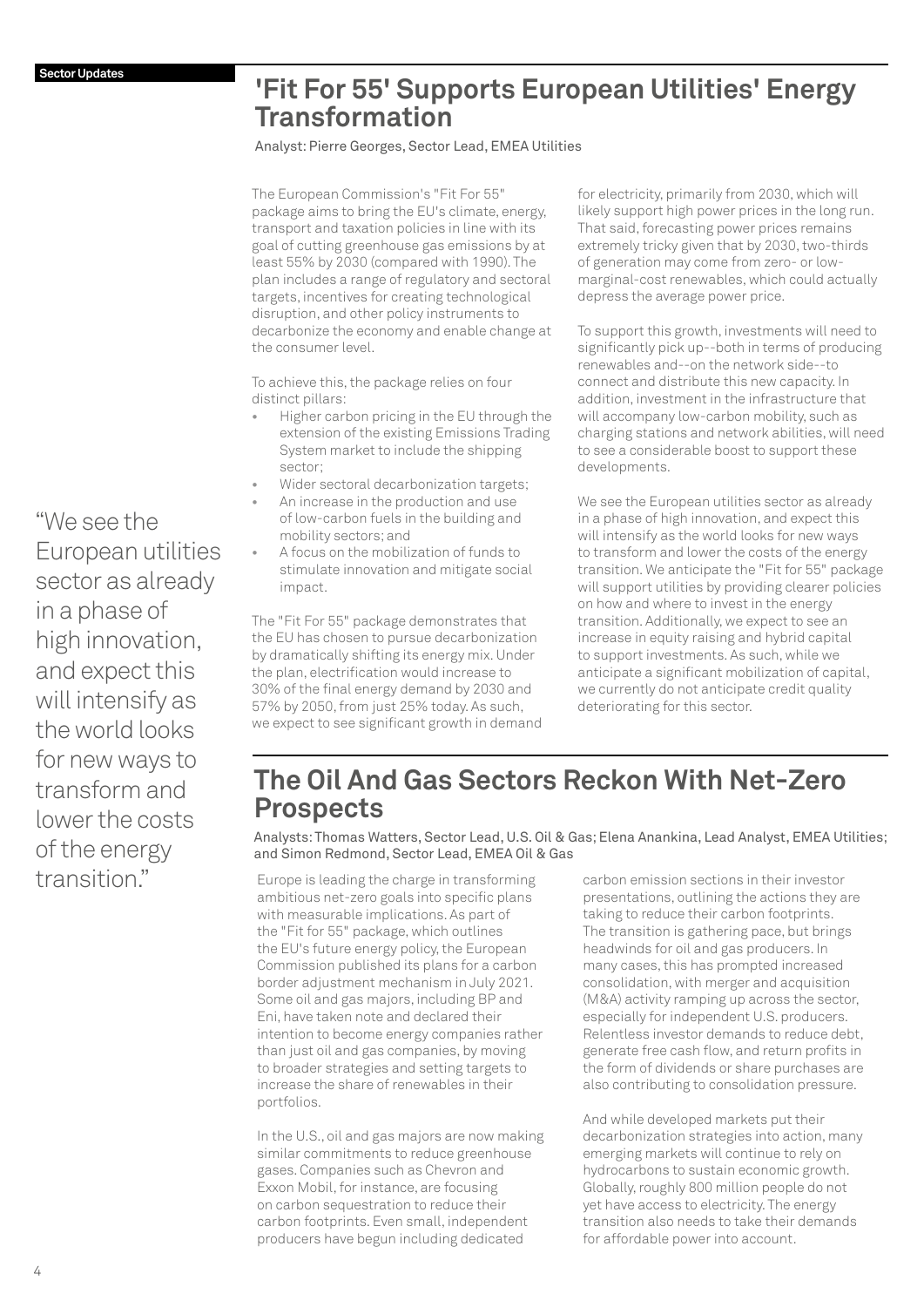Sector Updates

## 'Fit For 55' Supports European Utilities' Energy Transformation

Analyst: Pierre Georges, Sector Lead, EMEA Utilities

The European Commission's "Fit For 55" package aims to bring the EU's climate, energy, transport and taxation policies in line with its goal of cutting greenhouse gas emissions by at least 55% by 2030 (compared with 1990). The plan includes a range of regulatory and sectoral targets, incentives for creating technological disruption, and other policy instruments to decarbonize the economy and enable change at the consumer level.

To achieve this, the package relies on four distinct pillars:

- Higher carbon pricing in the EU through the extension of the existing Emissions Trading System market to include the shipping sector;
- Wider sectoral decarbonization targets;
- An increase in the production and use of low-carbon fuels in the building and mobility sectors; and
- A focus on the mobilization of funds to stimulate innovation and mitigate social impact.

The "Fit For 55" package demonstrates that the EU has chosen to pursue decarbonization by dramatically shifting its energy mix. Under the plan, electrification would increase to 30% of the final energy demand by 2030 and 57% by 2050, from just 25% today. As such, we expect to see significant growth in demand for electricity, primarily from 2030, which will likely support high power prices in the long run. That said, forecasting power prices remains extremely tricky given that by 2030, two-thirds of generation may come from zero- or low-marginal-cost renewables, which could actually depress the average power price.

To support this growth, investments will need to significantly pick up--both in terms of producing renewables and--on the network side--to connect and distribute this new capacity. In addition, investment in the infrastructure that will accompany low-carbon mobility, such as charging stations and network abilities, will need to see a considerable boost to support these developments.

We see the European utilities sector as already in a phase of high innovation, and expect this will intensify as the world looks for new ways to transform and lower the costs of the energy transition. We anticipate the "Fit for 55" package will support utilities by providing clearer policies on how and where to invest in the energy transition. Additionally, we expect to see an increase in equity raising and hybrid capital to support investments. As such, while we anticipate a significant mobilization of capital, we currently do not anticipate credit quality deteriorating for this sector.

> "We see the European utilities sector as already in a phase of high innovation, and expect this will intensify as the world looks for new ways to transform and lower the costs of the energy transition."

## The Oil And Gas Sectors Reckon With Net-Zero Prospects

Analysts: Thomas Watters, Sector Lead, U.S. Oil & Gas; Elena Anankina, Lead Analyst, EMEA Utilities; and Simon Redmond, Sector Lead, EMEA Oil & Gas

Europe is leading the charge in transforming ambitious net-zero goals into specific plans with measurable implications. As part of the "Fit for 55" package, which outlines the EU's future energy policy, the European Commission published its plans for a carbon border adjustment mechanism in July 2021. Some oil and gas majors, including BP and Eni, have taken note and declared their intention to become energy companies rather than just oil and gas companies, by moving to broader strategies and setting targets to increase the share of renewables in their portfolios.

In the U.S., oil and gas majors are now making similar commitments to reduce greenhouse gases. Companies such as Chevron and Exxon Mobil, for instance, are focusing on carbon sequestration to reduce their carbon footprints. Even small, independent producers have begun including dedicated carbon emission sections in their investor presentations, outlining the actions they are taking to reduce their carbon footprints. The transition is gathering pace, but brings headwinds for oil and gas producers. In many cases, this has prompted increased consolidation, with merger and acquisition (M&A) activity ramping up across the sector, especially for independent U.S. producers. Relentless investor demands to reduce debt, generate free cash flow, and return profits in the form of dividends or share purchases are also contributing to consolidation pressure.

And while developed markets put their decarbonization strategies into action, many emerging markets will continue to rely on hydrocarbons to sustain economic growth. Globally, roughly 800 million people do not yet have access to electricity. The energy transition also needs to take their demands for affordable power into account.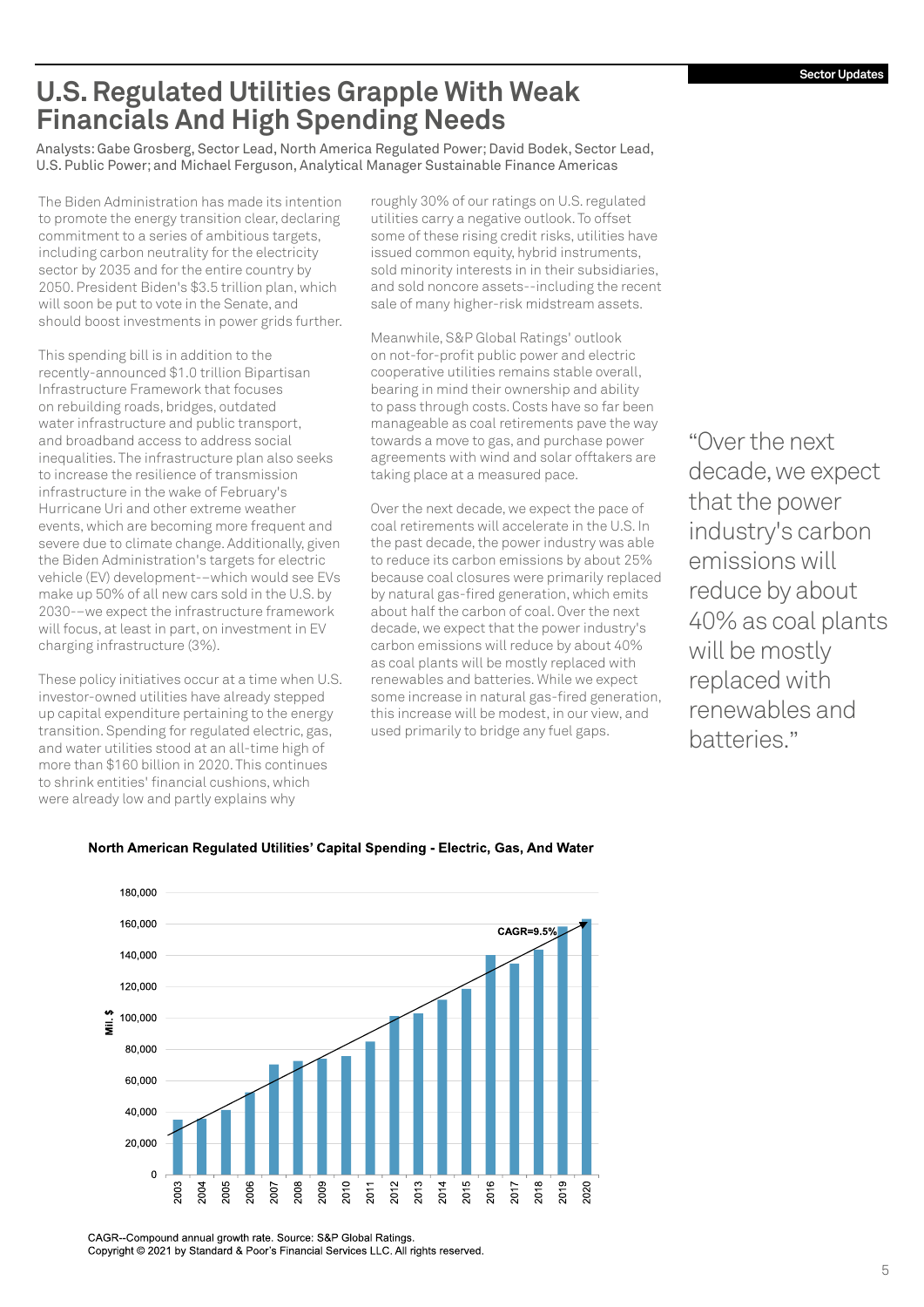# U.S. Regulated Utilities Grapple With Weak Financials And High Spending Needs

Analysts: Gabe Grosberg, Sector Lead, North America Regulated Power; David Bodek, Sector Lead, U.S. Public Power; and Michael Ferguson, Analytical Manager Sustainable Finance Americas

The Biden Administration has made its intention to promote the energy transition clear, declaring commitment to a series of ambitious targets, including carbon neutrality for the electricity sector by 2035 and for the entire country by 2050. President Biden's $3.5 trillion plan, which will soon be put to vote in the Senate, and should boost investments in power grids further.

This spending bill is in addition to the recently-announced $1.0 trillion Bipartisan Infrastructure Framework that focuses on rebuilding roads, bridges, outdated water infrastructure and public transport, and broadband access to address social inequalities. The infrastructure plan also seeks to increase the resilience of transmission infrastructure in the wake of February's Hurricane Uri and other extreme weather events, which are becoming more frequent and severe due to climate change. Additionally, given the Biden Administration's targets for electric vehicle (EV) development--which would see EVs make up 50% of all new cars sold in the U.S. by 2030--we expect the infrastructure framework will focus, at least in part, on investment in EV charging infrastructure (3%).

These policy initiatives occur at a time when U.S. investor-owned utilities have already stepped up capital expenditure pertaining to the energy transition. Spending for regulated electric, gas, and water utilities stood at an all-time high of more than $160 billion in 2020. This continues to shrink entities' financial cushions, which were already low and partly explains why roughly 30% of our ratings on U.S. regulated utilities carry a negative outlook. To offset some of these rising credit risks, utilities have issued common equity, hybrid instruments, sold minority interests in in their subsidiaries, and sold noncore assets--including the recent sale of many higher-risk midstream assets.

Meanwhile, S&P Global Ratings' outlook on not-for-profit public power and electric cooperative utilities remains stable overall, bearing in mind their ownership and ability to pass through costs. Costs have so far been manageable as coal retirements pave the way towards a move to gas, and purchase power agreements with wind and solar offtakers are taking place at a measured pace.

Over the next decade, we expect the pace of coal retirements will accelerate in the U.S. In the past decade, the power industry was able to reduce its carbon emissions by about 25% because coal closures were primarily replaced by natural gas-fired generation, which emits about half the carbon of coal. Over the next decade, we expect that the power industry's carbon emissions will reduce by about 40% as coal plants will be mostly replaced with renewables and batteries. While we expect some increase in natural gas-fired generation, this increase will be modest, in our view, and used primarily to bridge any fuel gaps.

> "Over the next decade, we expect that the power industry's carbon emissions will reduce by about 40% as coal plants will be mostly replaced with renewables and batteries."

**North American Regulated Utilities' Capital Spending - Electric, Gas, And Water**

(Bar chart, Mil. $, 2003–2020; trend line labeled CAGR=9.5%)

CAGR--Compound annual growth rate. Source: S&P Global Ratings.
Copyright © 2021 by Standard & Poor's Financial Services LLC. All rights reserved.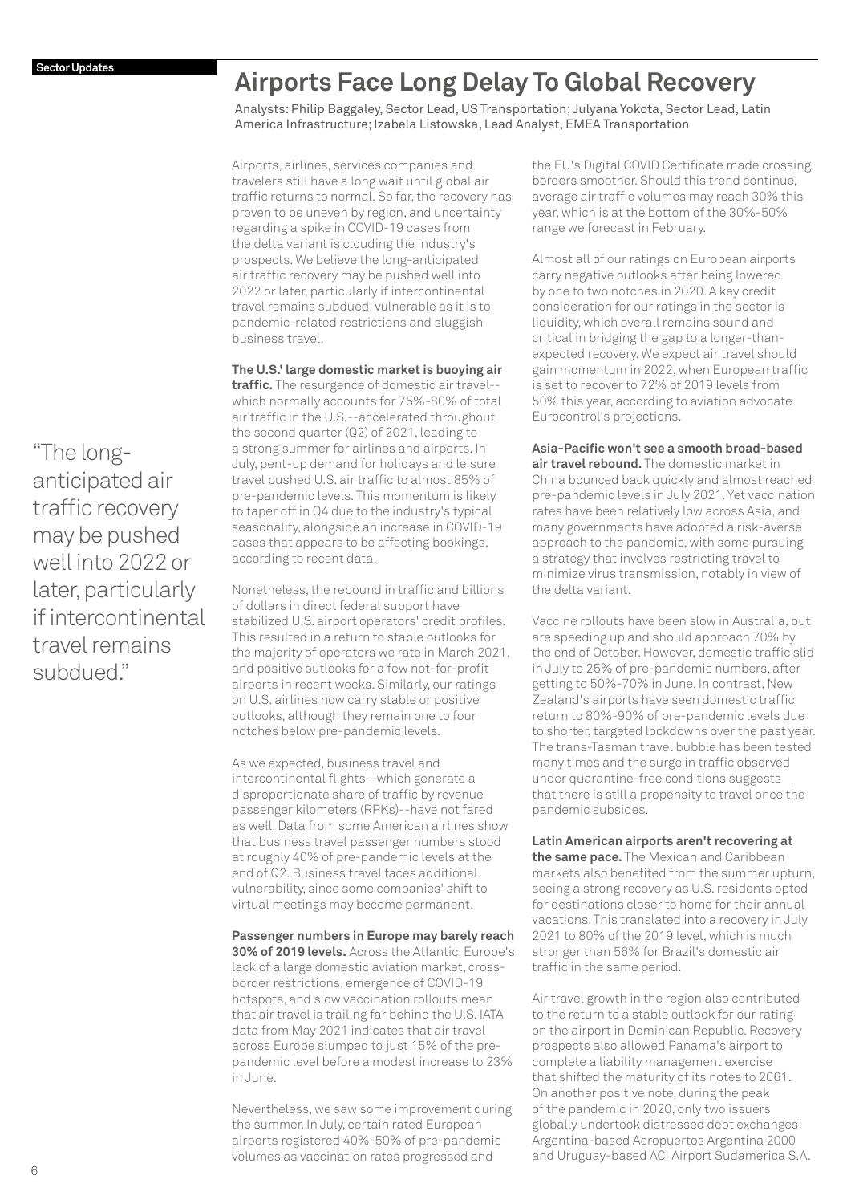Sector Updates

# Airports Face Long Delay To Global Recovery

Analysts: Philip Baggaley, Sector Lead, US Transportation; Julyana Yokota, Sector Lead, Latin America Infrastructure; Izabela Listowska, Lead Analyst, EMEA Transportation

> "The long-anticipated air traffic recovery may be pushed well into 2022 or later, particularly if intercontinental travel remains subdued."

Airports, airlines, services companies and travelers still have a long wait until global air traffic returns to normal. So far, the recovery has proven to be uneven by region, and uncertainty regarding a spike in COVID-19 cases from the delta variant is clouding the industry's prospects. We believe the long-anticipated air traffic recovery may be pushed well into 2022 or later, particularly if intercontinental travel remains subdued, vulnerable as it is to pandemic-related restrictions and sluggish business travel.

**The U.S.' large domestic market is buoying air traffic.** The resurgence of domestic air travel--which normally accounts for 75%-80% of total air traffic in the U.S.--accelerated throughout the second quarter (Q2) of 2021, leading to a strong summer for airlines and airports. In July, pent-up demand for holidays and leisure travel pushed U.S. air traffic to almost 85% of pre-pandemic levels. This momentum is likely to taper off in Q4 due to the industry's typical seasonality, alongside an increase in COVID-19 cases that appears to be affecting bookings, according to recent data.

Nonetheless, the rebound in traffic and billions of dollars in direct federal support have stabilized U.S. airport operators' credit profiles. This resulted in a return to stable outlooks for the majority of operators we rate in March 2021, and positive outlooks for a few not-for-profit airports in recent weeks. Similarly, our ratings on U.S. airlines now carry stable or positive outlooks, although they remain one to four notches below pre-pandemic levels.

As we expected, business travel and intercontinental flights--which generate a disproportionate share of traffic by revenue passenger kilometers (RPKs)--have not fared as well. Data from some American airlines show that business travel passenger numbers stood at roughly 40% of pre-pandemic levels at the end of Q2. Business travel faces additional vulnerability, since some companies' shift to virtual meetings may become permanent.

**Passenger numbers in Europe may barely reach 30% of 2019 levels.** Across the Atlantic, Europe's lack of a large domestic aviation market, cross-border restrictions, emergence of COVID-19 hotspots, and slow vaccination rollouts mean that air travel is trailing far behind the U.S. IATA data from May 2021 indicates that air travel across Europe slumped to just 15% of the pre-pandemic level before a modest increase to 23% in June.

Nevertheless, we saw some improvement during the summer. In July, certain rated European airports registered 40%-50% of pre-pandemic volumes as vaccination rates progressed and the EU's Digital COVID Certificate made crossing borders smoother. Should this trend continue, average air traffic volumes may reach 30% this year, which is at the bottom of the 30%-50% range we forecast in February.

Almost all of our ratings on European airports carry negative outlooks after being lowered by one to two notches in 2020. A key credit consideration for our ratings in the sector is liquidity, which overall remains sound and critical in bridging the gap to a longer-than-expected recovery. We expect air travel should gain momentum in 2022, when European traffic is set to recover to 72% of 2019 levels from 50% this year, according to aviation advocate Eurocontrol's projections.

**Asia-Pacific won't see a smooth broad-based air travel rebound.** The domestic market in China bounced back quickly and almost reached pre-pandemic levels in July 2021. Yet vaccination rates have been relatively low across Asia, and many governments have adopted a risk-averse approach to the pandemic, with some pursuing a strategy that involves restricting travel to minimize virus transmission, notably in view of the delta variant.

Vaccine rollouts have been slow in Australia, but are speeding up and should approach 70% by the end of October. However, domestic traffic slid in July to 25% of pre-pandemic numbers, after getting to 50%-70% in June. In contrast, New Zealand's airports have seen domestic traffic return to 80%-90% of pre-pandemic levels due to shorter, targeted lockdowns over the past year. The trans-Tasman travel bubble has been tested many times and the surge in traffic observed under quarantine-free conditions suggests that there is still a propensity to travel once the pandemic subsides.

**Latin American airports aren't recovering at the same pace.** The Mexican and Caribbean markets also benefited from the summer upturn, seeing a strong recovery as U.S. residents opted for destinations closer to home for their annual vacations. This translated into a recovery in July 2021 to 80% of the 2019 level, which is much stronger than 56% for Brazil's domestic air traffic in the same period.

Air travel growth in the region also contributed to the return to a stable outlook for our rating on the airport in Dominican Republic. Recovery prospects also allowed Panama's airport to complete a liability management exercise that shifted the maturity of its notes to 2061. On another positive note, during the peak of the pandemic in 2020, only two issuers globally undertook distressed debt exchanges: Argentina-based Aeropuertos Argentina 2000 and Uruguay-based ACI Airport Sudamerica S.A.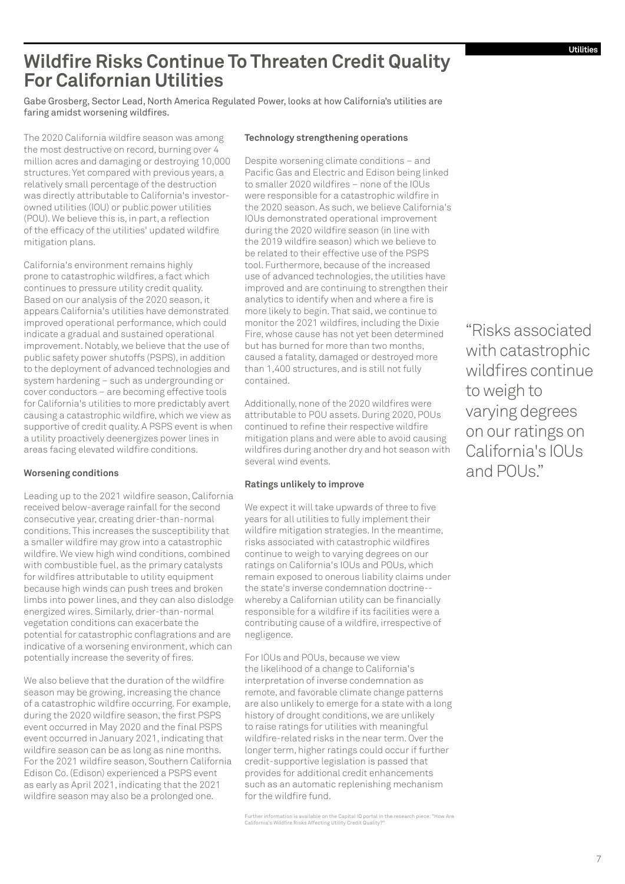# Wildfire Risks Continue To Threaten Credit Quality For Californian Utilities

Gabe Grosberg, Sector Lead, North America Regulated Power, looks at how California's utilities are faring amidst worsening wildfires.

The 2020 California wildfire season was among the most destructive on record, burning over 4 million acres and damaging or destroying 10,000 structures. Yet compared with previous years, a relatively small percentage of the destruction was directly attributable to California's investor-owned utilities (IOU) or public power utilities (POU). We believe this is, in part, a reflection of the efficacy of the utilities' updated wildfire mitigation plans.

California's environment remains highly prone to catastrophic wildfires, a fact which continues to pressure utility credit quality. Based on our analysis of the 2020 season, it appears California's utilities have demonstrated improved operational performance, which could indicate a gradual and sustained operational improvement. Notably, we believe that the use of public safety power shutoffs (PSPS), in addition to the deployment of advanced technologies and system hardening – such as undergrounding or cover conductors – are becoming effective tools for California's utilities to more predictably avert causing a catastrophic wildfire, which we view as supportive of credit quality. A PSPS event is when a utility proactively deenergizes power lines in areas facing elevated wildfire conditions.

**Worsening conditions**

Leading up to the 2021 wildfire season, California received below-average rainfall for the second consecutive year, creating drier-than-normal conditions. This increases the susceptibility that a smaller wildfire may grow into a catastrophic wildfire. We view high wind conditions, combined with combustible fuel, as the primary catalysts for wildfires attributable to utility equipment because high winds can push trees and broken limbs into power lines, and they can also dislodge energized wires. Similarly, drier-than-normal vegetation conditions can exacerbate the potential for catastrophic conflagrations and are indicative of a worsening environment, which can potentially increase the severity of fires.

We also believe that the duration of the wildfire season may be growing, increasing the chance of a catastrophic wildfire occurring. For example, during the 2020 wildfire season, the first PSPS event occurred in May 2020 and the final PSPS event occurred in January 2021, indicating that wildfire season can be as long as nine months. For the 2021 wildfire season, Southern California Edison Co. (Edison) experienced a PSPS event as early as April 2021, indicating that the 2021 wildfire season may also be a prolonged one.

**Technology strengthening operations**

Despite worsening climate conditions – and Pacific Gas and Electric and Edison being linked to smaller 2020 wildfires – none of the IOUs were responsible for a catastrophic wildfire in the 2020 season. As such, we believe California's IOUs demonstrated operational improvement during the 2020 wildfire season (in line with the 2019 wildfire season) which we believe to be related to their effective use of the PSPS tool. Furthermore, because of the increased use of advanced technologies, the utilities have improved and are continuing to strengthen their analytics to identify when and where a fire is more likely to begin. That said, we continue to monitor the 2021 wildfires, including the Dixie Fire, whose cause has not yet been determined but has burned for more than two months, caused a fatality, damaged or destroyed more than 1,400 structures, and is still not fully contained.

Additionally, none of the 2020 wildfires were attributable to POU assets. During 2020, POUs continued to refine their respective wildfire mitigation plans and were able to avoid causing wildfires during another dry and hot season with several wind events.

**Ratings unlikely to improve**

We expect it will take upwards of three to five years for all utilities to fully implement their wildfire mitigation strategies. In the meantime, risks associated with catastrophic wildfires continue to weigh to varying degrees on our ratings on California's IOUs and POUs, which remain exposed to onerous liability claims under the state's inverse condemnation doctrine--whereby a Californian utility can be financially responsible for a wildfire if its facilities were a contributing cause of a wildfire, irrespective of negligence.

For IOUs and POUs, because we view the likelihood of a change to California's interpretation of inverse condemnation as remote, and favorable climate change patterns are also unlikely to emerge for a state with a long history of drought conditions, we are unlikely to raise ratings for utilities with meaningful wildfire-related risks in the near term. Over the longer term, higher ratings could occur if further credit-supportive legislation is passed that provides for additional credit enhancements such as an automatic replenishing mechanism for the wildfire fund.

Further information is available on the Capital IQ portal in the research piece: "How Are California's Wildfire Risks Affecting Utility Credit Quality?"

> "Risks associated with catastrophic wildfires continue to weigh to varying degrees on our ratings on California's IOUs and POUs."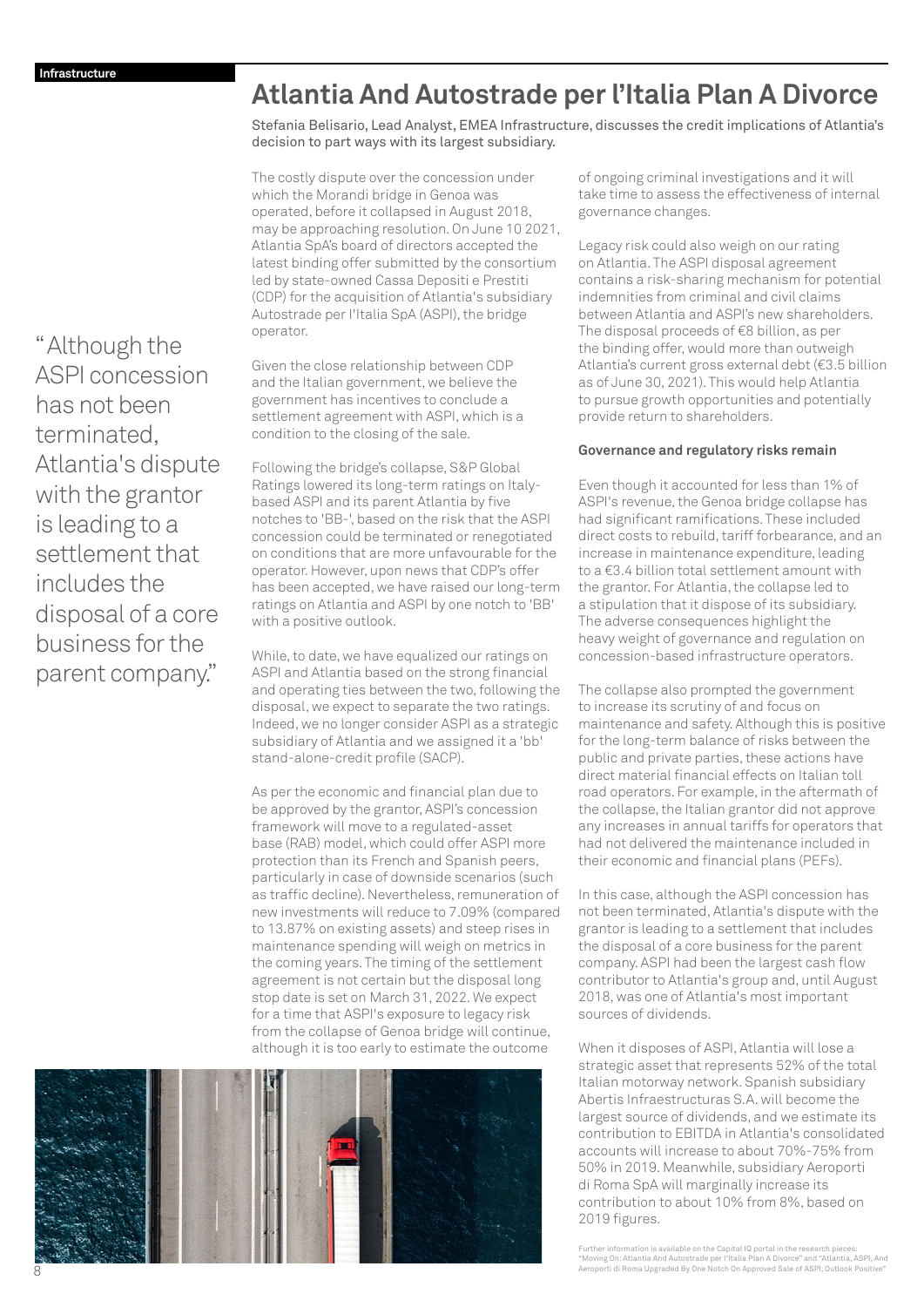# Atlantia And Autostrade per l'Italia Plan A Divorce

Stefania Belisario, Lead Analyst, EMEA Infrastructure, discusses the credit implications of Atlantia's decision to part ways with its largest subsidiary.

"Although the ASPI concession has not been terminated, Atlantia's dispute with the grantor is leading to a settlement that includes the disposal of a core business for the parent company."

The costly dispute over the concession under which the Morandi bridge in Genoa was operated, before it collapsed in August 2018, may be approaching resolution. On June 10 2021, Atlantia SpA's board of directors accepted the latest binding offer submitted by the consortium led by state-owned Cassa Depositi e Prestiti (CDP) for the acquisition of Atlantia's subsidiary Autostrade per l'Italia SpA (ASPI), the bridge operator.

Given the close relationship between CDP and the Italian government, we believe the government has incentives to conclude a settlement agreement with ASPI, which is a condition to the closing of the sale.

Following the bridge's collapse, S&P Global Ratings lowered its long-term ratings on Italy-based ASPI and its parent Atlantia by five notches to 'BB-', based on the risk that the ASPI concession could be terminated or renegotiated on conditions that are more unfavourable for the operator. However, upon news that CDP's offer has been accepted, we have raised our long-term ratings on Atlantia and ASPI by one notch to 'BB' with a positive outlook.

While, to date, we have equalized our ratings on ASPI and Atlantia based on the strong financial and operating ties between the two, following the disposal, we expect to separate the two ratings. Indeed, we no longer consider ASPI as a strategic subsidiary of Atlantia and we assigned it a 'bb' stand-alone-credit profile (SACP).

As per the economic and financial plan due to be approved by the grantor, ASPI's concession framework will move to a regulated-asset base (RAB) model, which could offer ASPI more protection than its French and Spanish peers, particularly in case of downside scenarios (such as traffic decline). Nevertheless, remuneration of new investments will reduce to 7.09% (compared to 13.87% on existing assets) and steep rises in maintenance spending will weigh on metrics in the coming years. The timing of the settlement agreement is not certain but the disposal long stop date is set on March 31, 2022. We expect for a time that ASPI's exposure to legacy risk from the collapse of Genoa bridge will continue, although it is too early to estimate the outcome of ongoing criminal investigations and it will take time to assess the effectiveness of internal governance changes.

Legacy risk could also weigh on our rating on Atlantia. The ASPI disposal agreement contains a risk-sharing mechanism for potential indemnities from criminal and civil claims between Atlantia and ASPI's new shareholders. The disposal proceeds of €8 billion, as per the binding offer, would more than outweigh Atlantia's current gross external debt (€3.5 billion as of June 30, 2021). This would help Atlantia to pursue growth opportunities and potentially provide return to shareholders.

### Governance and regulatory risks remain

Even though it accounted for less than 1% of ASPI's revenue, the Genoa bridge collapse has had significant ramifications. These included direct costs to rebuild, tariff forbearance, and an increase in maintenance expenditure, leading to a €3.4 billion total settlement amount with the grantor. For Atlantia, the collapse led to a stipulation that it dispose of its subsidiary. The adverse consequences highlight the heavy weight of governance and regulation on concession-based infrastructure operators.

The collapse also prompted the government to increase its scrutiny of and focus on maintenance and safety. Although this is positive for the long-term balance of risks between the public and private parties, these actions have direct material financial effects on Italian toll road operators. For example, in the aftermath of the collapse, the Italian grantor did not approve any increases in annual tariffs for operators that had not delivered the maintenance included in their economic and financial plans (PEFs).

In this case, although the ASPI concession has not been terminated, Atlantia's dispute with the grantor is leading to a settlement that includes the disposal of a core business for the parent company. ASPI had been the largest cash flow contributor to Atlantia's group and, until August 2018, was one of Atlantia's most important sources of dividends.

When it disposes of ASPI, Atlantia will lose a strategic asset that represents 52% of the total Italian motorway network. Spanish subsidiary Abertis Infraestructuras S.A. will become the largest source of dividends, and we estimate its contribution to EBITDA in Atlantia's consolidated accounts will increase to about 70%-75% from 50% in 2019. Meanwhile, subsidiary Aeroporti di Roma SpA will marginally increase its contribution to about 10% from 8%, based on 2019 figures.

Further information is available on the Capital IQ portal in the research pieces: "Moving On: Atlantia And Autostrade per l'Italia Plan A Divorce" and "Atlantia, ASPI, And Aeroporti di Roma Upgraded By One Notch On Approved Sale of ASPI; Outlook Positive"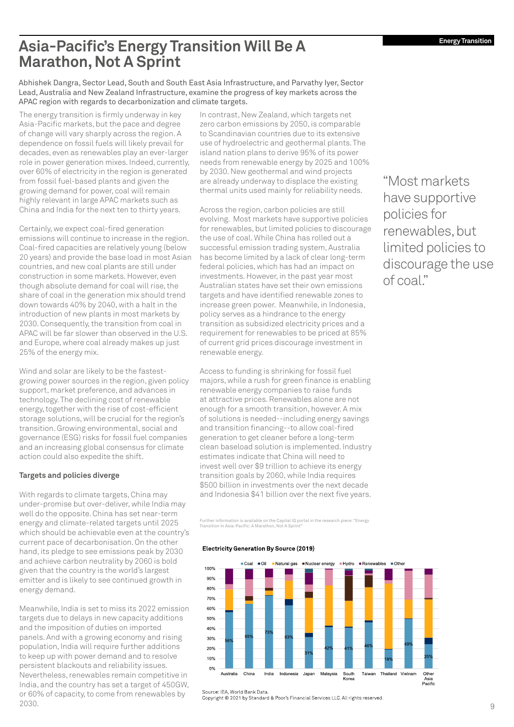# Asia-Pacific's Energy Transition Will Be A Marathon, Not A Sprint

Abhishek Dangra, Sector Lead, South and South East Asia Infrastructure, and Parvathy Iyer, Sector Lead, Australia and New Zealand Infrastructure, examine the progress of key markets across the APAC region with regards to decarbonization and climate targets.

The energy transition is firmly underway in key Asia-Pacific markets, but the pace and degree of change will vary sharply across the region. A dependence on fossil fuels will likely prevail for decades, even as renewables play an ever-larger role in power generation mixes. Indeed, currently, over 60% of electricity in the region is generated from fossil fuel-based plants and given the growing demand for power, coal will remain highly relevant in large APAC markets such as China and India for the next ten to thirty years.

Certainly, we expect coal-fired generation emissions will continue to increase in the region. Coal-fired capacities are relatively young (below 20 years) and provide the base load in most Asian countries, and new coal plants are still under construction in some markets. However, even though absolute demand for coal will rise, the share of coal in the generation mix should trend down towards 40% by 2040, with a halt in the introduction of new plants in most markets by 2030. Consequently, the transition from coal in APAC will be far slower than observed in the U.S. and Europe, where coal already makes up just 25% of the energy mix.

Wind and solar are likely to be the fastest-growing power sources in the region, given policy support, market preference, and advances in technology. The declining cost of renewable energy, together with the rise of cost-efficient storage solutions, will be crucial for the region's transition. Growing environmental, social and governance (ESG) risks for fossil fuel companies and an increasing global consensus for climate action could also expedite the shift.

**Targets and policies diverge**

With regards to climate targets, China may under-promise but over-deliver, while India may well do the opposite. China has set near-term energy and climate-related targets until 2025 which should be achievable even at the country's current pace of decarbonisation. On the other hand, its pledge to see emissions peak by 2030 and achieve carbon neutrality by 2060 is bold given that the country is the world's largest emitter and is likely to see continued growth in energy demand.

Meanwhile, India is set to miss its 2022 emission targets due to delays in new capacity additions and the imposition of duties on imported panels. And with a growing economy and rising population, India will require further additions to keep up with power demand and to resolve persistent blackouts and reliability issues. Nevertheless, renewables remain competitive in India, and the country has set a target of 450GW, or 60% of capacity, to come from renewables by 2030.

In contrast, New Zealand, which targets net zero carbon emissions by 2050, is comparable to Scandinavian countries due to its extensive use of hydroelectric and geothermal plants. The island nation plans to derive 95% of its power needs from renewable energy by 2025 and 100% by 2030. New geothermal and wind projects are already underway to displace the existing thermal units used mainly for reliability needs.

Across the region, carbon policies are still evolving. Most markets have supportive policies for renewables, but limited policies to discourage the use of coal. While China has rolled out a successful emission trading system, Australia has become limited by a lack of clear long-term federal policies, which has had an impact on investments. However, in the past year most Australian states have set their own emissions targets and have identified renewable zones to increase green power. Meanwhile, in Indonesia, policy serves as a hindrance to the energy transition as subsidized electricity prices and a requirement for renewables to be priced at 85% of current grid prices discourage investment in renewable energy.

Access to funding is shrinking for fossil fuel majors, while a rush for green finance is enabling renewable energy companies to raise funds at attractive prices. Renewables alone are not enough for a smooth transition, however. A mix of solutions is needed--including energy savings and transition financing--to allow coal-fired generation to get cleaner before a long-term clean baseload solution is implemented. Industry estimates indicate that China will need to invest well over $9 trillion to achieve its energy transition goals by 2060, while India requires $500 billion in investments over the next decade and Indonesia $41 billion over the next five years.

Further information is available on the Capital IQ portal in the research piece: "Energy Transition In Asia-Pacific: A Marathon, Not A Sprint"

> "Most markets have supportive policies for renewables, but limited policies to discourage the use of coal."

**Electricity Generation By Source (2019)**

Legend: Coal, Oil, Natural gas, Nuclear energy, Hydro, Renewables, Other

| Market | Coal share |
|---|---|
| Australia | 56% |
| China | 65% |
| India | 73% |
| Indonesia | 63% |
| Japan | 31% |
| Malaysia | 42% |
| South Korea | 41% |
| Taiwan | 46% |
| Thailand | 19% |
| Vietnam | 49% |
| Other Asia Pacific | 25% |

Source: IEA, World Bank Data.
Copyright © 2021 by Standard & Poor's Financial Services LLC. All rights reserved.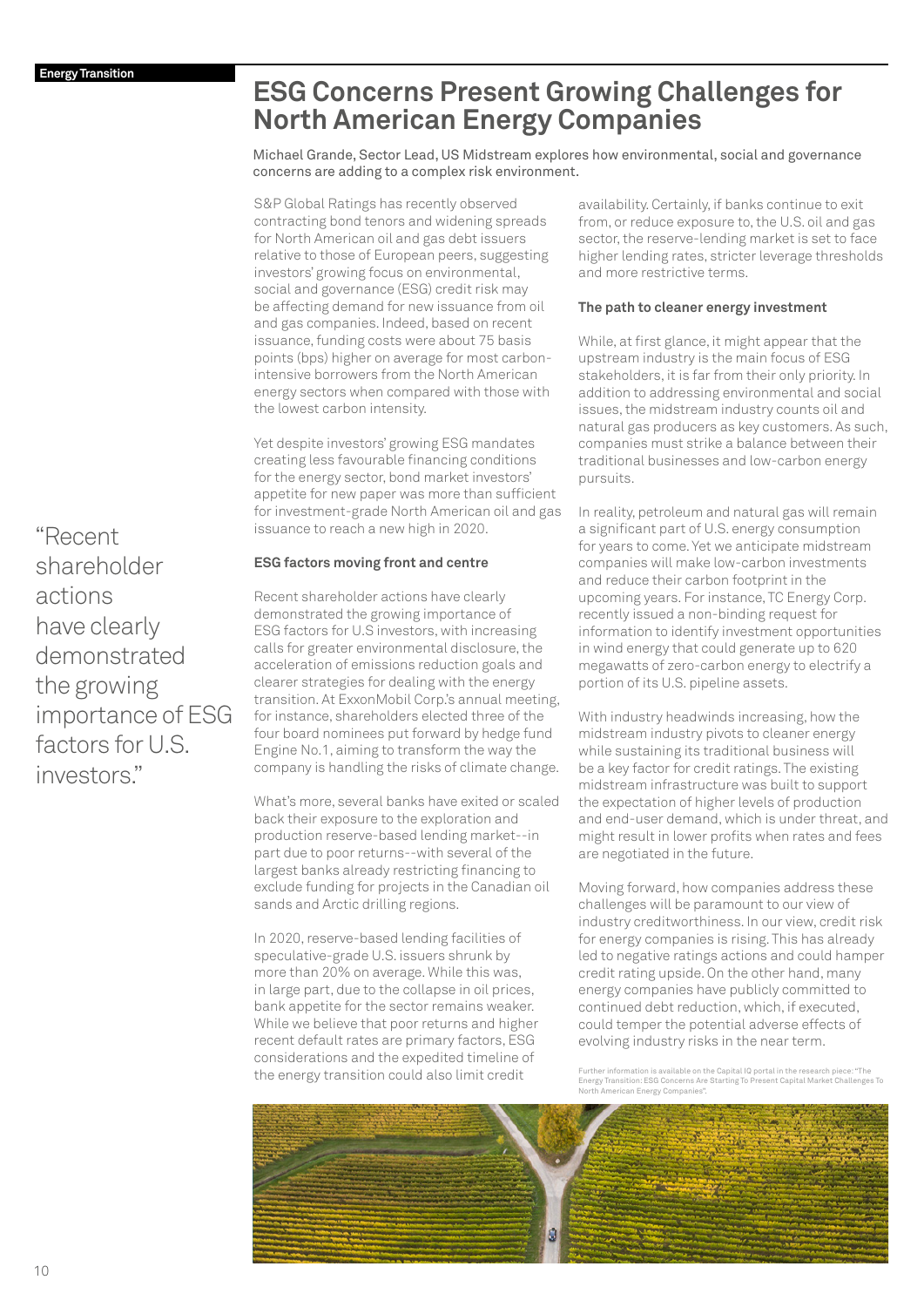# ESG Concerns Present Growing Challenges for North American Energy Companies

Michael Grande, Sector Lead, US Midstream explores how environmental, social and governance concerns are adding to a complex risk environment.

S&P Global Ratings has recently observed contracting bond tenors and widening spreads for North American oil and gas debt issuers relative to those of European peers, suggesting investors' growing focus on environmental, social and governance (ESG) credit risk may be affecting demand for new issuance from oil and gas companies. Indeed, based on recent issuance, funding costs were about 75 basis points (bps) higher on average for most carbon-intensive borrowers from the North American energy sectors when compared with those with the lowest carbon intensity.

Yet despite investors' growing ESG mandates creating less favourable financing conditions for the energy sector, bond market investors' appetite for new paper was more than sufficient for investment-grade North American oil and gas issuance to reach a new high in 2020.

"Recent shareholder actions have clearly demonstrated the growing importance of ESG factors for U.S. investors."

## ESG factors moving front and centre

Recent shareholder actions have clearly demonstrated the growing importance of ESG factors for U.S investors, with increasing calls for greater environmental disclosure, the acceleration of emissions reduction goals and clearer strategies for dealing with the energy transition. At ExxonMobil Corp.'s annual meeting, for instance, shareholders elected three of the four board nominees put forward by hedge fund Engine No.1, aiming to transform the way the company is handling the risks of climate change.

What's more, several banks have exited or scaled back their exposure to the exploration and production reserve-based lending market--in part due to poor returns--with several of the largest banks already restricting financing to exclude funding for projects in the Canadian oil sands and Arctic drilling regions.

In 2020, reserve-based lending facilities of speculative-grade U.S. issuers shrunk by more than 20% on average. While this was, in large part, due to the collapse in oil prices, bank appetite for the sector remains weaker. While we believe that poor returns and higher recent default rates are primary factors, ESG considerations and the expedited timeline of the energy transition could also limit credit availability. Certainly, if banks continue to exit from, or reduce exposure to, the U.S. oil and gas sector, the reserve-lending market is set to face higher lending rates, stricter leverage thresholds and more restrictive terms.

## The path to cleaner energy investment

While, at first glance, it might appear that the upstream industry is the main focus of ESG stakeholders, it is far from their only priority. In addition to addressing environmental and social issues, the midstream industry counts oil and natural gas producers as key customers. As such, companies must strike a balance between their traditional businesses and low-carbon energy pursuits.

In reality, petroleum and natural gas will remain a significant part of U.S. energy consumption for years to come. Yet we anticipate midstream companies will make low-carbon investments and reduce their carbon footprint in the upcoming years. For instance, TC Energy Corp. recently issued a non-binding request for information to identify investment opportunities in wind energy that could generate up to 620 megawatts of zero-carbon energy to electrify a portion of its U.S. pipeline assets.

With industry headwinds increasing, how the midstream industry pivots to cleaner energy while sustaining its traditional business will be a key factor for credit ratings. The existing midstream infrastructure was built to support the expectation of higher levels of production and end-user demand, which is under threat, and might result in lower profits when rates and fees are negotiated in the future.

Moving forward, how companies address these challenges will be paramount to our view of industry creditworthiness. In our view, credit risk for energy companies is rising. This has already led to negative ratings actions and could hamper credit rating upside. On the other hand, many energy companies have publicly committed to continued debt reduction, which, if executed, could temper the potential adverse effects of evolving industry risks in the near term.

Further information is available on the Capital IQ portal in the research piece: "The Energy Transition: ESG Concerns Are Starting To Present Capital Market Challenges To North American Energy Companies".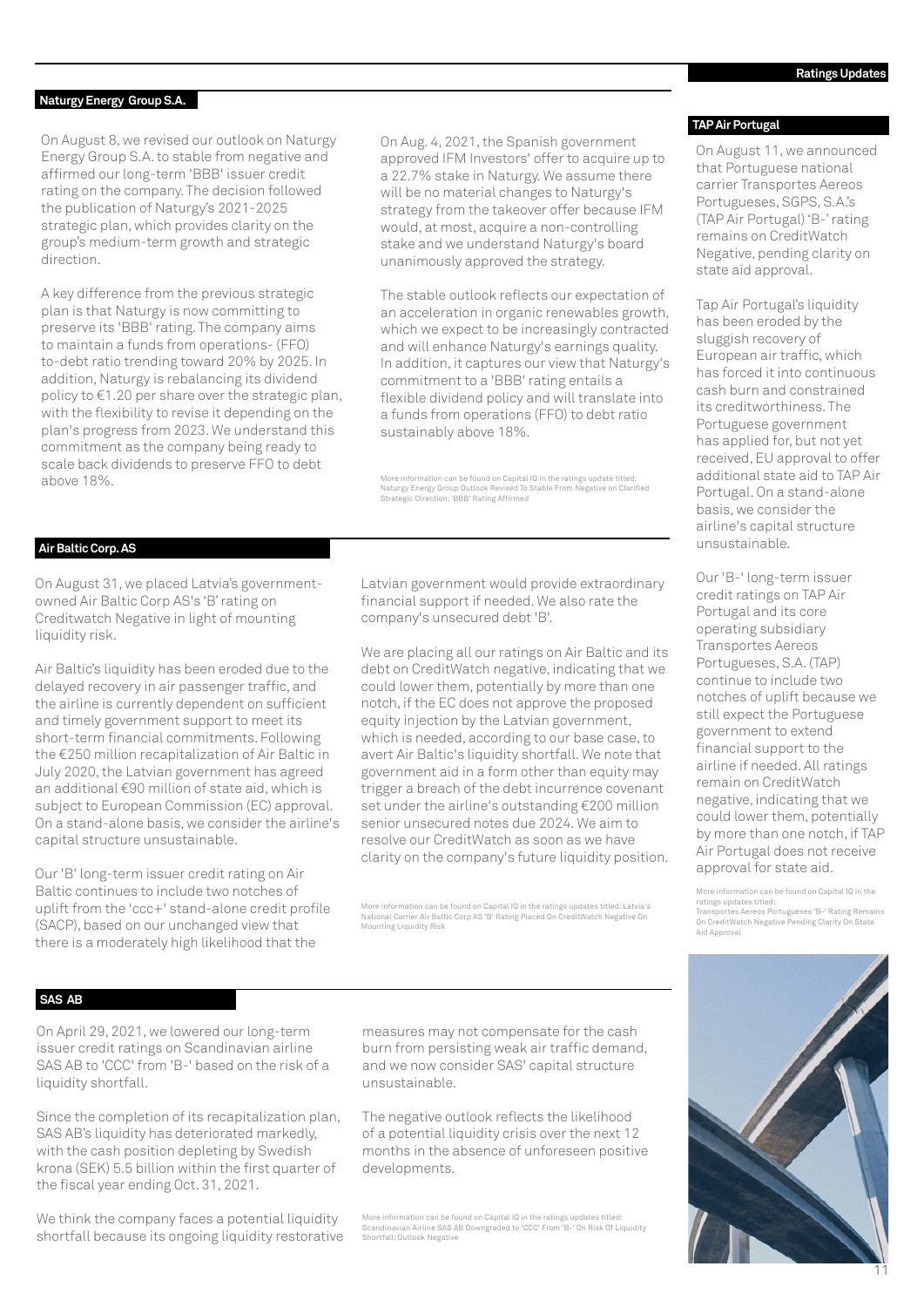## Naturgy Energy Group S.A.

On August 8, we revised our outlook on Naturgy Energy Group S.A. to stable from negative and affirmed our long-term 'BBB' issuer credit rating on the company. The decision followed the publication of Naturgy's 2021-2025 strategic plan, which provides clarity on the group's medium-term growth and strategic direction.

A key difference from the previous strategic plan is that Naturgy is now committing to preserve its 'BBB' rating. The company aims to maintain a funds from operations- (FFO) to-debt ratio trending toward 20% by 2025. In addition, Naturgy is rebalancing its dividend policy to €1.20 per share over the strategic plan, with the flexibility to revise it depending on the plan's progress from 2023. We understand this commitment as the company being ready to scale back dividends to preserve FFO to debt above 18%.

On Aug. 4, 2021, the Spanish government approved IFM Investors' offer to acquire up to a 22.7% stake in Naturgy. We assume there will be no material changes to Naturgy's strategy from the takeover offer because IFM would, at most, acquire a non-controlling stake and we understand Naturgy's board unanimously approved the strategy.

The stable outlook reflects our expectation of an acceleration in organic renewables growth, which we expect to be increasingly contracted and will enhance Naturgy's earnings quality. In addition, it captures our view that Naturgy's commitment to a 'BBB' rating entails a flexible dividend policy and will translate into a funds from operations (FFO) to debt ratio sustainably above 18%.

More information can be found on Capital IQ in the ratings update titled: Naturgy Energy Group Outlook Revised To Stable From Negative on Clarified Strategic Direction; 'BBB' Rating Affirmed

## Air Baltic Corp. AS

On August 31, we placed Latvia's government-owned Air Baltic Corp AS's 'B' rating on Creditwatch Negative in light of mounting liquidity risk.

Air Baltic's liquidity has been eroded due to the delayed recovery in air passenger traffic, and the airline is currently dependent on sufficient and timely government support to meet its short-term financial commitments. Following the €250 million recapitalization of Air Baltic in July 2020, the Latvian government has agreed an additional €90 million of state aid, which is subject to European Commission (EC) approval. On a stand-alone basis, we consider the airline's capital structure unsustainable.

Our 'B' long-term issuer credit rating on Air Baltic continues to include two notches of uplift from the 'ccc+' stand-alone credit profile (SACP), based on our unchanged view that there is a moderately high likelihood that the Latvian government would provide extraordinary financial support if needed. We also rate the company's unsecured debt 'B'.

We are placing all our ratings on Air Baltic and its debt on CreditWatch negative, indicating that we could lower them, potentially by more than one notch, if the EC does not approve the proposed equity injection by the Latvian government, which is needed, according to our base case, to avert Air Baltic's liquidity shortfall. We note that government aid in a form other than equity may trigger a breach of the debt incurrence covenant set under the airline's outstanding €200 million senior unsecured notes due 2024. We aim to resolve our CreditWatch as soon as we have clarity on the company's future liquidity position.

More information can be found on Capital IQ in the ratings updates titled: Latvia's National Carrier Air Baltic Corp AS 'B' Rating Placed On CreditWatch Negative On Mounting Liquidity Risk

## SAS AB

On April 29, 2021, we lowered our long-term issuer credit ratings on Scandinavian airline SAS AB to 'CCC' from 'B-' based on the risk of a liquidity shortfall.

Since the completion of its recapitalization plan, SAS AB's liquidity has deteriorated markedly, with the cash position depleting by Swedish krona (SEK) 5.5 billion within the first quarter of the fiscal year ending Oct. 31, 2021.

We think the company faces a potential liquidity shortfall because its ongoing liquidity restorative measures may not compensate for the cash burn from persisting weak air traffic demand, and we now consider SAS' capital structure unsustainable.

The negative outlook reflects the likelihood of a potential liquidity crisis over the next 12 months in the absence of unforeseen positive developments.

More information can be found on Capital IQ in the ratings updates titled: Scandinavian Airline SAS AB Downgraded to 'CCC' From 'B-' On Risk Of Liquidity Shortfall; Outlook Negative

## TAP Air Portugal

On August 11, we announced that Portuguese national carrier Transportes Aereos Portugueses, SGPS, S.A.'s (TAP Air Portugal) 'B-' rating remains on CreditWatch Negative, pending clarity on state aid approval.

Tap Air Portugal's liquidity has been eroded by the sluggish recovery of European air traffic, which has forced it into continuous cash burn and constrained its creditworthiness. The Portuguese government has applied for, but not yet received, EU approval to offer additional state aid to TAP Air Portugal. On a stand-alone basis, we consider the airline's capital structure unsustainable.

Our 'B-' long-term issuer credit ratings on TAP Air Portugal and its core operating subsidiary Transportes Aereos Portugueses, S.A. (TAP) continue to include two notches of uplift because we still expect the Portuguese government to extend financial support to the airline if needed. All ratings remain on CreditWatch negative, indicating that we could lower them, potentially by more than one notch, if TAP Air Portugal does not receive approval for state aid.

More information can be found on Capital IQ in the ratings updates titled: Transportes Aereos Portugueses 'B-' Rating Remains On CreditWatch Negative Pending Clarity On State Aid Approval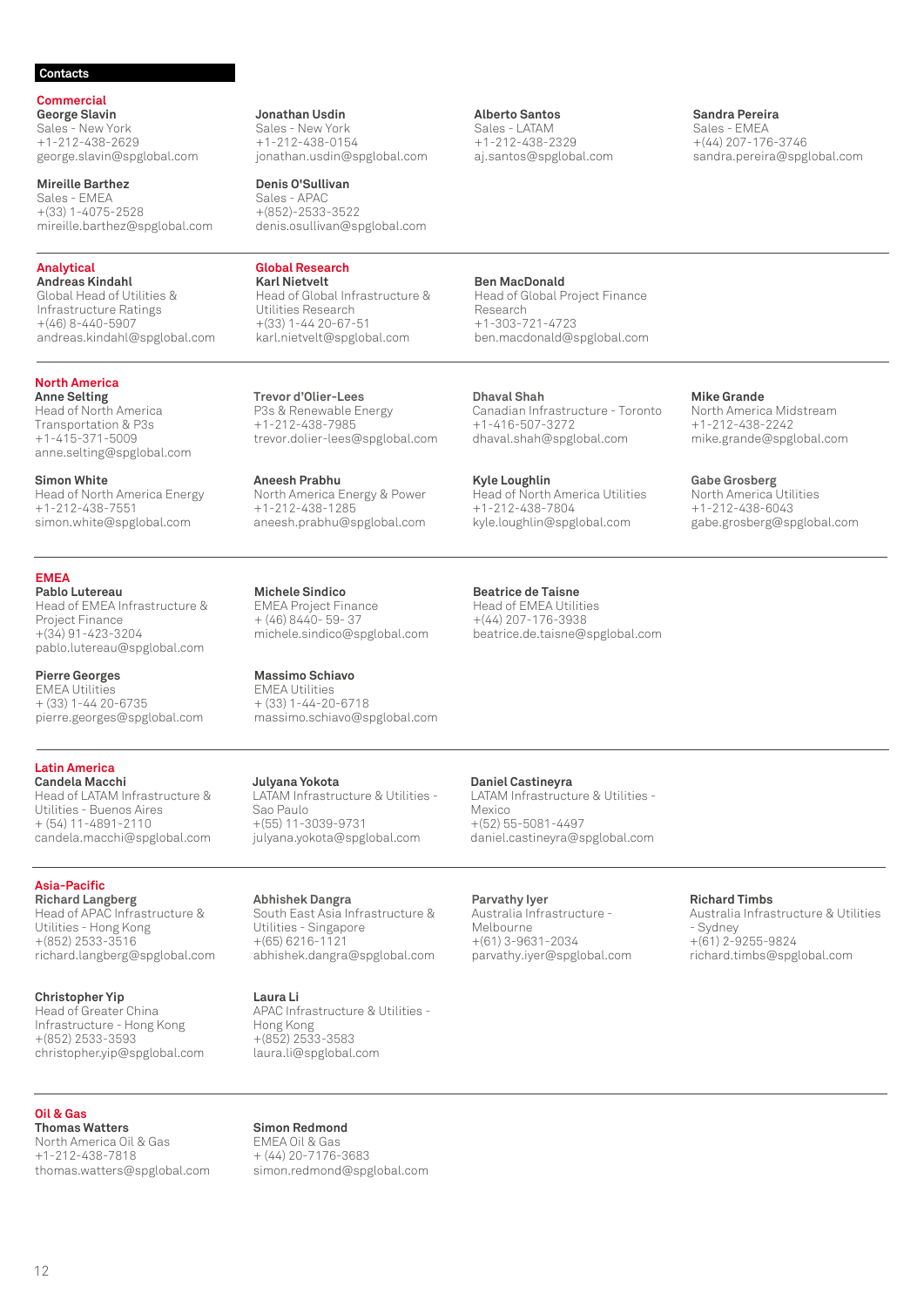## Contacts

### Commercial

**George Slavin**
Sales - New York
+1-212-438-2629
george.slavin@spglobal.com

**Jonathan Usdin**
Sales - New York
+1-212-438-0154
jonathan.usdin@spglobal.com

**Alberto Santos**
Sales - LATAM
+1-212-438-2329
aj.santos@spglobal.com

**Sandra Pereira**
Sales - EMEA
+(44) 207-176-3746
sandra.pereira@spglobal.com

**Mireille Barthez**
Sales - EMEA
+(33) 1-4075-2528
mireille.barthez@spglobal.com

**Denis O'Sullivan**
Sales - APAC
+(852)-2533-3522
denis.osullivan@spglobal.com

### Analytical

**Andreas Kindahl**
Global Head of Utilities & Infrastructure Ratings
+(46) 8-440-5907
andreas.kindahl@spglobal.com

### Global Research

**Karl Nietvelt**
Head of Global Infrastructure & Utilities Research
+(33) 1-44 20-67-51
karl.nietvelt@spglobal.com

**Ben MacDonald**
Head of Global Project Finance Research
+1-303-721-4723
ben.macdonald@spglobal.com

### North America

**Anne Selting**
Head of North America Transportation & P3s
+1-415-371-5009
anne.selting@spglobal.com

**Trevor d'Olier-Lees**
P3s & Renewable Energy
+1-212-438-7985
trevor.dolier-lees@spglobal.com

**Dhaval Shah**
Canadian Infrastructure - Toronto
+1-416-507-3272
dhaval.shah@spglobal.com

**Mike Grande**
North America Midstream
+1-212-438-2242
mike.grande@spglobal.com

**Simon White**
Head of North America Energy
+1-212-438-7551
simon.white@spglobal.com

**Aneesh Prabhu**
North America Energy & Power
+1-212-438-1285
aneesh.prabhu@spglobal.com

**Kyle Loughlin**
Head of North America Utilities
+1-212-438-7804
kyle.loughlin@spglobal.com

**Gabe Grosberg**
North America Utilities
+1-212-438-6043
gabe.grosberg@spglobal.com

### EMEA

**Pablo Lutereau**
Head of EMEA Infrastructure & Project Finance
+(34) 91-423-3204
pablo.lutereau@spglobal.com

**Michele Sindico**
EMEA Project Finance
+ (46) 8440- 59- 37
michele.sindico@spglobal.com

**Beatrice de Taisne**
Head of EMEA Utilities
+(44) 207-176-3938
beatrice.de.taisne@spglobal.com

**Pierre Georges**
EMEA Utilities
+ (33) 1-44 20-6735
pierre.georges@spglobal.com

**Massimo Schiavo**
EMEA Utilities
+ (33) 1-44-20-6718
massimo.schiavo@spglobal.com

### Latin America

**Candela Macchi**
Head of LATAM Infrastructure & Utilities - Buenos Aires
+ (54) 11-4891-2110
candela.macchi@spglobal.com

**Julyana Yokota**
LATAM Infrastructure & Utilities - Sao Paulo
+(55) 11-3039-9731
julyana.yokota@spglobal.com

**Daniel Castineyra**
LATAM Infrastructure & Utilities - Mexico
+(52) 55-5081-4497
daniel.castineyra@spglobal.com

### Asia-Pacific

**Richard Langberg**
Head of APAC Infrastructure & Utilities - Hong Kong
+(852) 2533-3516
richard.langberg@spglobal.com

**Abhishek Dangra**
South East Asia Infrastructure & Utilities - Singapore
+(65) 6216-1121
abhishek.dangra@spglobal.com

**Parvathy Iyer**
Australia Infrastructure - Melbourne
+(61) 3-9631-2034
parvathy.iyer@spglobal.com

**Richard Timbs**
Australia Infrastructure & Utilities - Sydney
+(61) 2-9255-9824
richard.timbs@spglobal.com

**Christopher Yip**
Head of Greater China Infrastructure - Hong Kong
+(852) 2533-3593
christopher.yip@spglobal.com

**Laura Li**
APAC Infrastructure & Utilities - Hong Kong
+(852) 2533-3583
laura.li@spglobal.com

### Oil & Gas

**Thomas Watters**
North America Oil & Gas
+1-212-438-7818
thomas.watters@spglobal.com

**Simon Redmond**
EMEA Oil & Gas
+ (44) 20-7176-3683
simon.redmond@spglobal.com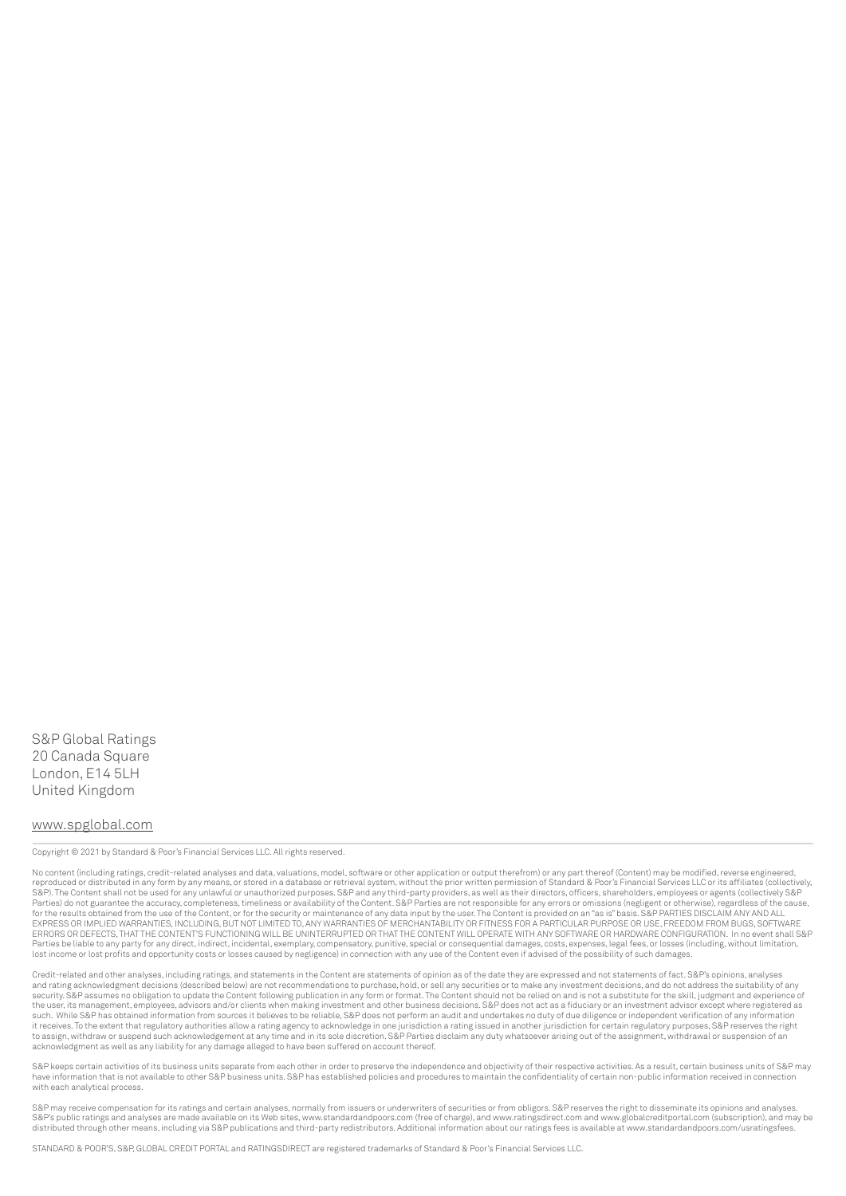S&P Global Ratings
20 Canada Square
London, E14 5LH
United Kingdom

www.spglobal.com

Copyright © 2021 by Standard & Poor's Financial Services LLC. All rights reserved.

No content (including ratings, credit-related analyses and data, valuations, model, software or other application or output therefrom) or any part thereof (Content) may be modified, reverse engineered, reproduced or distributed in any form by any means, or stored in a database or retrieval system, without the prior written permission of Standard & Poor's Financial Services LLC or its affiliates (collectively, S&P). The Content shall not be used for any unlawful or unauthorized purposes. S&P and any third-party providers, as well as their directors, officers, shareholders, employees or agents (collectively S&P Parties) do not guarantee the accuracy, completeness, timeliness or availability of the Content. S&P Parties are not responsible for any errors or omissions (negligent or otherwise), regardless of the cause, for the results obtained from the use of the Content, or for the security or maintenance of any data input by the user. The Content is provided on an "as is" basis. S&P PARTIES DISCLAIM ANY AND ALL EXPRESS OR IMPLIED WARRANTIES, INCLUDING, BUT NOT LIMITED TO, ANY WARRANTIES OF MERCHANTABILITY OR FITNESS FOR A PARTICULAR PURPOSE OR USE, FREEDOM FROM BUGS, SOFTWARE ERRORS OR DEFECTS, THAT THE CONTENT'S FUNCTIONING WILL BE UNINTERRUPTED OR THAT THE CONTENT WILL OPERATE WITH ANY SOFTWARE OR HARDWARE CONFIGURATION. In no event shall S&P Parties be liable to any party for any direct, indirect, incidental, exemplary, compensatory, punitive, special or consequential damages, costs, expenses, legal fees, or losses (including, without limitation, lost income or lost profits and opportunity costs or losses caused by negligence) in connection with any use of the Content even if advised of the possibility of such damages.

Credit-related and other analyses, including ratings, and statements in the Content are statements of opinion as of the date they are expressed and not statements of fact. S&P's opinions, analyses and rating acknowledgment decisions (described below) are not recommendations to purchase, hold, or sell any securities or to make any investment decisions, and do not address the suitability of any security. S&P assumes no obligation to update the Content following publication in any form or format. The Content should not be relied on and is not a substitute for the skill, judgment and experience of the user, its management, employees, advisors and/or clients when making investment and other business decisions. S&P does not act as a fiduciary or an investment advisor except where registered as such. While S&P has obtained information from sources it believes to be reliable, S&P does not perform an audit and undertakes no duty of due diligence or independent verification of any information it receives. To the extent that regulatory authorities allow a rating agency to acknowledge in one jurisdiction a rating issued in another jurisdiction for certain regulatory purposes, S&P reserves the right to assign, withdraw or suspend such acknowledgement at any time and in its sole discretion. S&P Parties disclaim any duty whatsoever arising out of the assignment, withdrawal or suspension of an acknowledgment as well as any liability for any damage alleged to have been suffered on account thereof.

S&P keeps certain activities of its business units separate from each other in order to preserve the independence and objectivity of their respective activities. As a result, certain business units of S&P may have information that is not available to other S&P business units. S&P has established policies and procedures to maintain the confidentiality of certain non-public information received in connection with each analytical process.

S&P may receive compensation for its ratings and certain analyses, normally from issuers or underwriters of securities or from obligors. S&P reserves the right to disseminate its opinions and analyses. S&P's public ratings and analyses are made available on its Web sites, www.standardandpoors.com (free of charge), and www.ratingsdirect.com and www.globalcreditportal.com (subscription), and may be distributed through other means, including via S&P publications and third-party redistributors. Additional information about our ratings fees is available at www.standardandpoors.com/usratingsfees.

STANDARD & POOR'S, S&P, GLOBAL CREDIT PORTAL and RATINGSDIRECT are registered trademarks of Standard & Poor's Financial Services LLC.